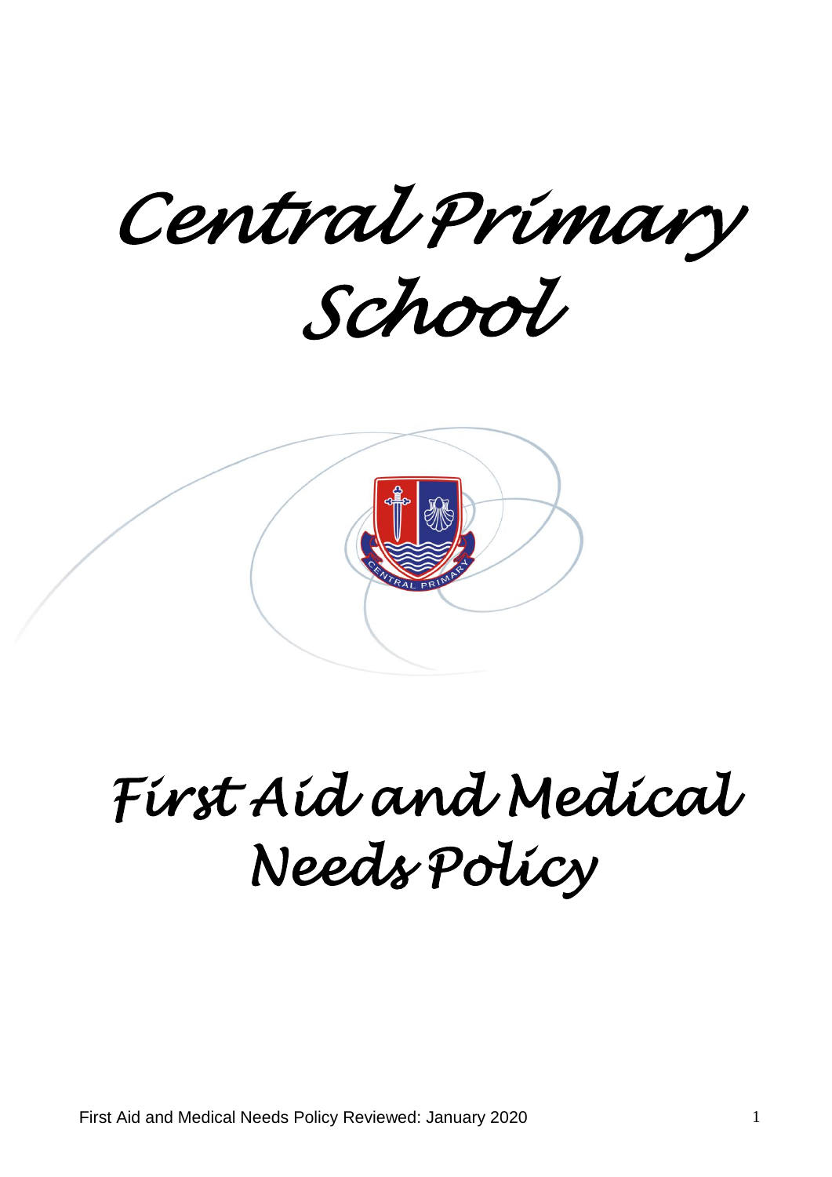# Central Primary School

# First Aid and Medical Needs Policy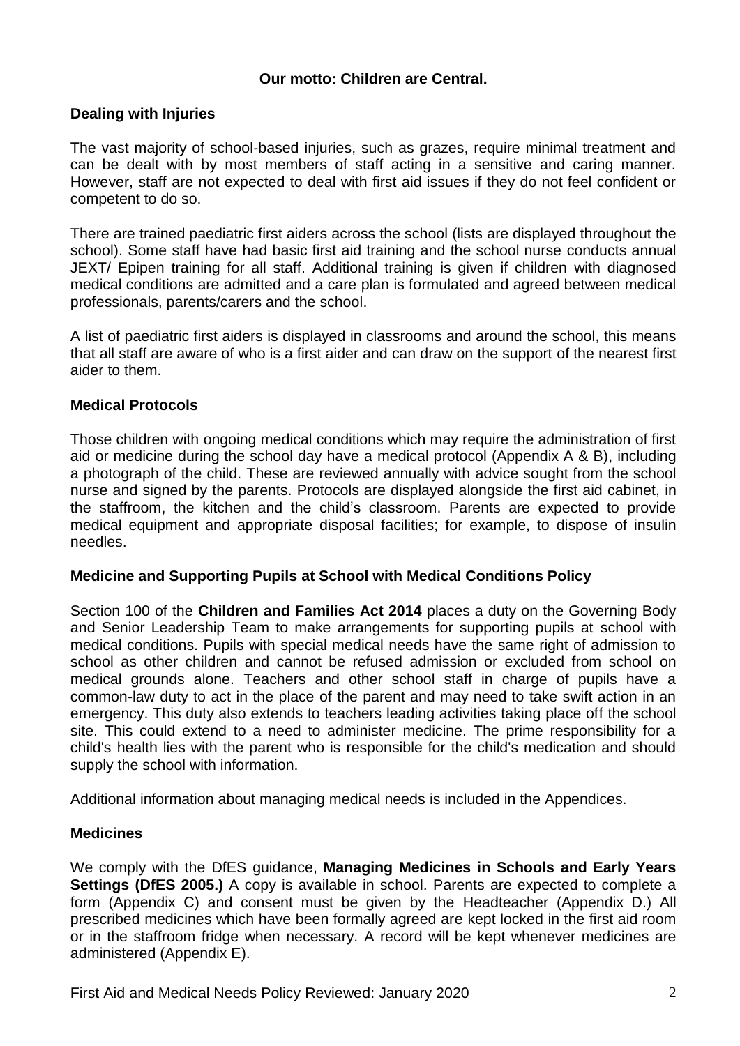**Our motto: Children are Central.**

## Dealing with Injuries

The vast majority of school-based injuries, such as grazes, require minimal treatment and can be dealt with by most members of staff acting in a sensitive and caring manner. However, staff are not expected to deal with first aid issues if they do not feel confident or competent to do so.

There are trained paediatric first aiders across the school (lists are displayed throughout the school). Some staff have had basic first aid training and the school nurse conducts annual JEXT/ Epipen training for all staff. Additional training is given if children with diagnosed medical conditions are admitted and a care plan is formulated and agreed between medical professionals, parents/carers and the school.

A list of paediatric first aiders is displayed in classrooms and around the school, this means that all staff are aware of who is a first aider and can draw on the support of the nearest first aider to them.

## Medical Protocols

Those children with ongoing medical conditions which may require the administration of first aid or medicine during the school day have a medical protocol (Appendix A & B), including a photograph of the child. These are reviewed annually with advice sought from the school nurse and signed by the parents. Protocols are displayed alongside the first aid cabinet, in the staffroom, the kitchen and the child's classroom. Parents are expected to provide medical equipment and appropriate disposal facilities; for example, to dispose of insulin needles.

## Medicine and Supporting Pupils at School with Medical Conditions Policy

Section 100 of the **Children and Families Act 2014** places a duty on the Governing Body and Senior Leadership Team to make arrangements for supporting pupils at school with medical conditions. Pupils with special medical needs have the same right of admission to school as other children and cannot be refused admission or excluded from school on medical grounds alone. Teachers and other school staff in charge of pupils have a common-law duty to act in the place of the parent and may need to take swift action in an emergency. This duty also extends to teachers leading activities taking place off the school site. This could extend to a need to administer medicine. The prime responsibility for a child's health lies with the parent who is responsible for the child's medication and should supply the school with information.

Additional information about managing medical needs is included in the Appendices.

## Medicines

We comply with the DfES guidance, **Managing Medicines in Schools and Early Years Settings (DfES 2005.)** A copy is available in school. Parents are expected to complete a form (Appendix C) and consent must be given by the Headteacher (Appendix D.) All prescribed medicines which have been formally agreed are kept locked in the first aid room or in the staffroom fridge when necessary. A record will be kept whenever medicines are administered (Appendix E).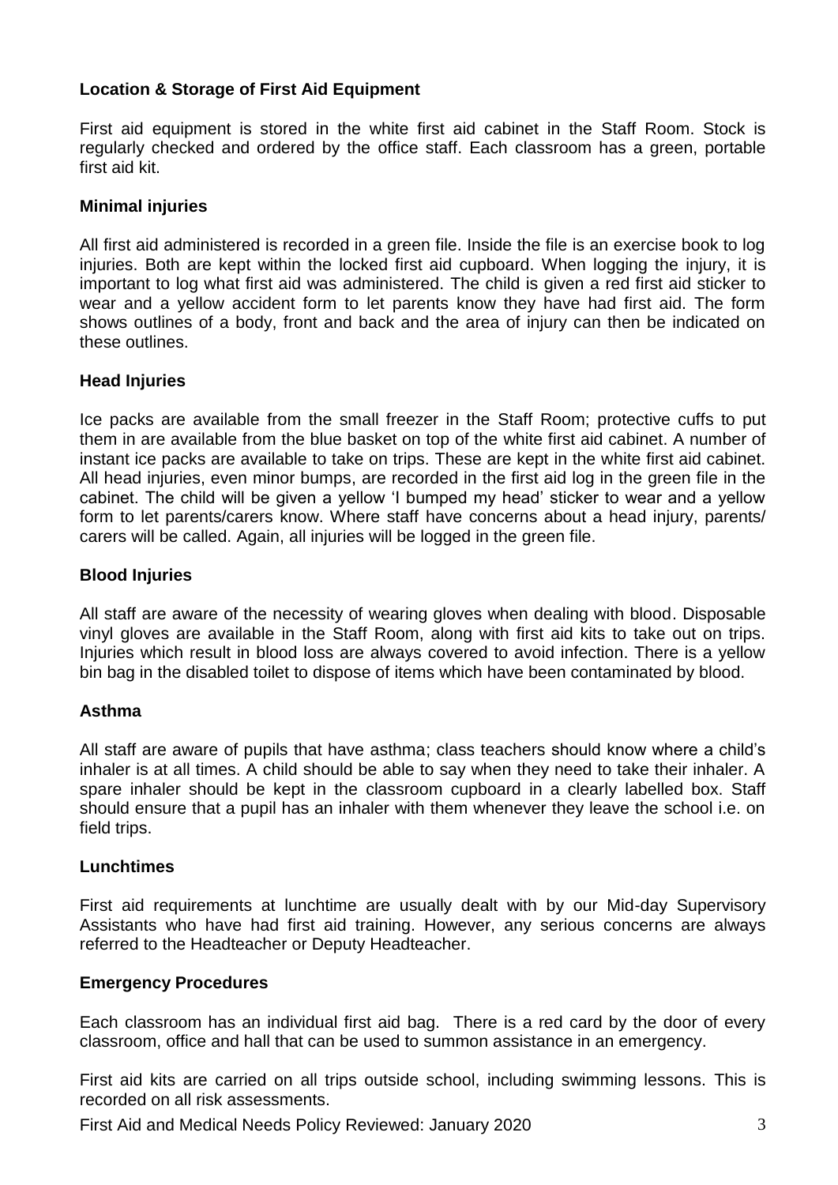### Location & Storage of First Aid Equipment

First aid equipment is stored in the white first aid cabinet in the Staff Room. Stock is regularly checked and ordered by the office staff. Each classroom has a green, portable first aid kit.

### Minimal injuries

All first aid administered is recorded in a green file. Inside the file is an exercise book to log injuries. Both are kept within the locked first aid cupboard. When logging the injury, it is important to log what first aid was administered. The child is given a red first aid sticker to wear and a yellow accident form to let parents know they have had first aid. The form shows outlines of a body, front and back and the area of injury can then be indicated on these outlines.

### Head Injuries

Ice packs are available from the small freezer in the Staff Room; protective cuffs to put them in are available from the blue basket on top of the white first aid cabinet. A number of instant ice packs are available to take on trips. These are kept in the white first aid cabinet. All head injuries, even minor bumps, are recorded in the first aid log in the green file in the cabinet. The child will be given a yellow 'I bumped my head' sticker to wear and a yellow form to let parents/carers know. Where staff have concerns about a head injury, parents/ carers will be called. Again, all injuries will be logged in the green file.

### Blood Injuries

All staff are aware of the necessity of wearing gloves when dealing with blood. Disposable vinyl gloves are available in the Staff Room, along with first aid kits to take out on trips. Injuries which result in blood loss are always covered to avoid infection. There is a yellow bin bag in the disabled toilet to dispose of items which have been contaminated by blood.

### Asthma

All staff are aware of pupils that have asthma; class teachers should know where a child's inhaler is at all times. A child should be able to say when they need to take their inhaler. A spare inhaler should be kept in the classroom cupboard in a clearly labelled box. Staff should ensure that a pupil has an inhaler with them whenever they leave the school i.e. on field trips.

### Lunchtimes

First aid requirements at lunchtime are usually dealt with by our Mid-day Supervisory Assistants who have had first aid training. However, any serious concerns are always referred to the Headteacher or Deputy Headteacher.

### Emergency Procedures

Each classroom has an individual first aid bag. There is a red card by the door of every classroom, office and hall that can be used to summon assistance in an emergency.

First aid kits are carried on all trips outside school, including swimming lessons. This is recorded on all risk assessments.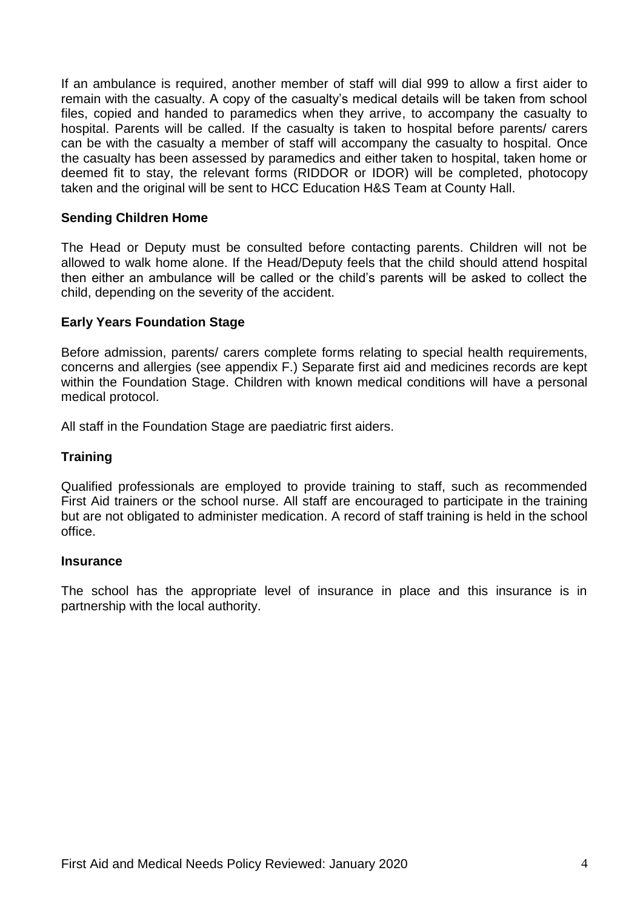If an ambulance is required, another member of staff will dial 999 to allow a first aider to remain with the casualty. A copy of the casualty's medical details will be taken from school files, copied and handed to paramedics when they arrive, to accompany the casualty to hospital. Parents will be called. If the casualty is taken to hospital before parents/ carers can be with the casualty a member of staff will accompany the casualty to hospital. Once the casualty has been assessed by paramedics and either taken to hospital, taken home or deemed fit to stay, the relevant forms (RIDDOR or IDOR) will be completed, photocopy taken and the original will be sent to HCC Education H&S Team at County Hall.

**Sending Children Home**

The Head or Deputy must be consulted before contacting parents. Children will not be allowed to walk home alone. If the Head/Deputy feels that the child should attend hospital then either an ambulance will be called or the child's parents will be asked to collect the child, depending on the severity of the accident.

**Early Years Foundation Stage**

Before admission, parents/ carers complete forms relating to special health requirements, concerns and allergies (see appendix F.) Separate first aid and medicines records are kept within the Foundation Stage. Children with known medical conditions will have a personal medical protocol.

All staff in the Foundation Stage are paediatric first aiders.

**Training**

Qualified professionals are employed to provide training to staff, such as recommended First Aid trainers or the school nurse. All staff are encouraged to participate in the training but are not obligated to administer medication. A record of staff training is held in the school office.

**Insurance**

The school has the appropriate level of insurance in place and this insurance is in partnership with the local authority.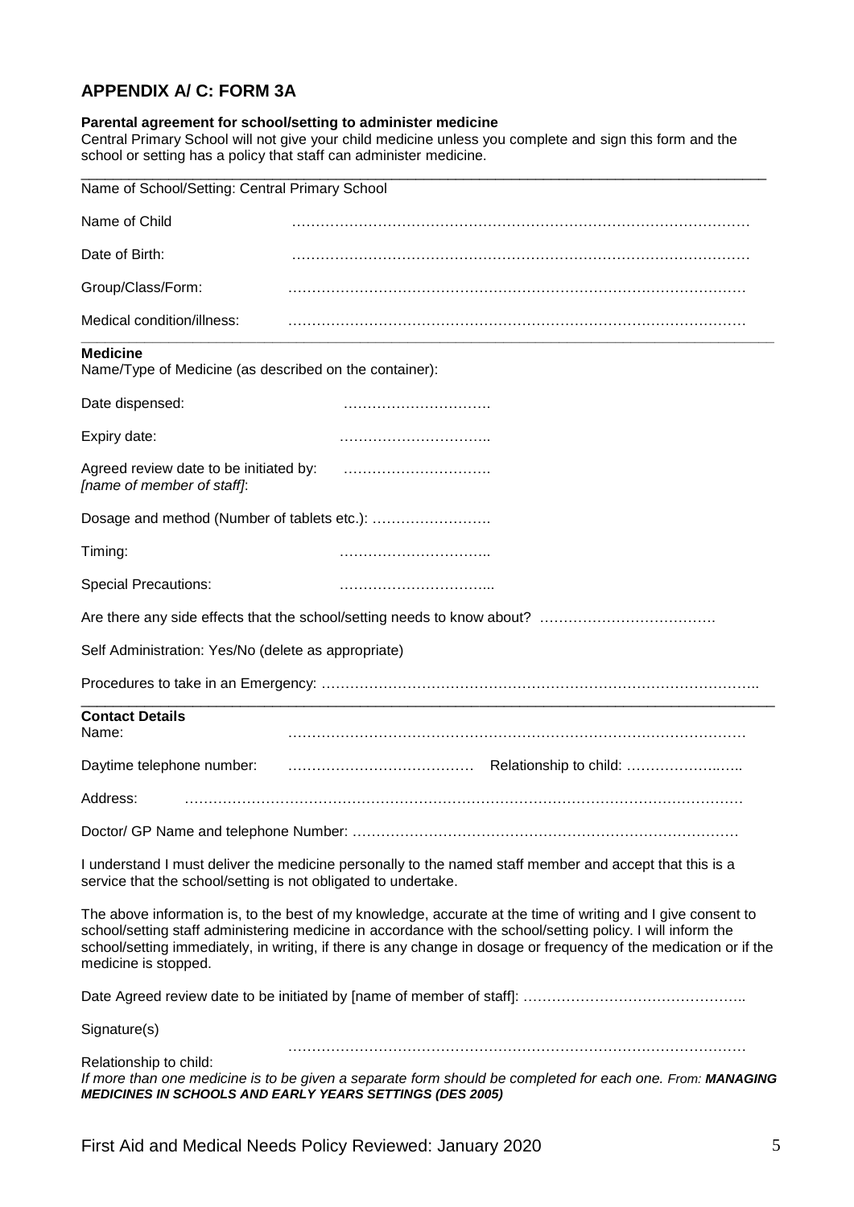## APPENDIX A/ C: FORM 3A

**Parental agreement for school/setting to administer medicine**

Central Primary School will not give your child medicine unless you complete and sign this form and the school or setting has a policy that staff can administer medicine.

---

Name of School/Setting: Central Primary School

Name of Child ……………………………………………………………………………………

Date of Birth: ……………………………………………………………………………………

Group/Class/Form: ……………………………………………………………………………………

Medical condition/illness: ……………………………………………………………………………………

---

**Medicine**

Name/Type of Medicine (as described on the container):

Date dispensed: ………………………….

Expiry date: …………………………..

Agreed review date to be initiated by: ………………………….
*[name of member of staff]*:

Dosage and method (Number of tablets etc.): …………………….

Timing: …………………………..

Special Precautions: …………………………...

Are there any side effects that the school/setting needs to know about? ……………………………….

Self Administration: Yes/No (delete as appropriate)

Procedures to take in an Emergency: ……………………………………………………………………………..

---

**Contact Details**

Name: ……………………………………………………………………………………

Daytime telephone number: ………………………………… Relationship to child: …………………..…..

Address: …………………………………………………………………………………………………

Doctor/ GP Name and telephone Number: ………………………………………………………………………

I understand I must deliver the medicine personally to the named staff member and accept that this is a service that the school/setting is not obligated to undertake.

The above information is, to the best of my knowledge, accurate at the time of writing and I give consent to school/setting staff administering medicine in accordance with the school/setting policy. I will inform the school/setting immediately, in writing, if there is any change in dosage or frequency of the medication or if the medicine is stopped.

Date Agreed review date to be initiated by [name of member of staff]: ………………………………………..

Signature(s) ……………………………………………………………………………………

Relationship to child:

*If more than one medicine is to be given a separate form should be completed for each one. From:* ***MANAGING MEDICINES IN SCHOOLS AND EARLY YEARS SETTINGS (DES 2005)***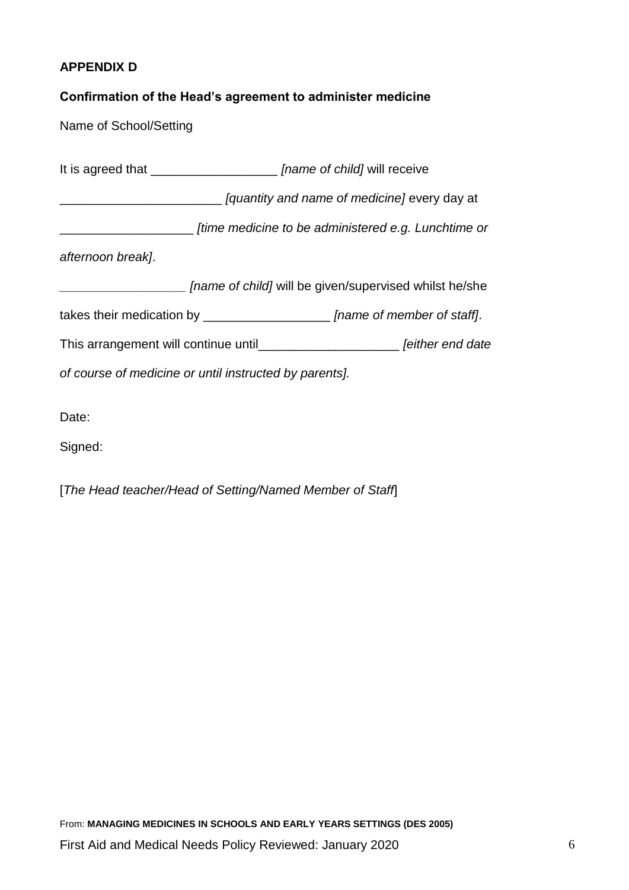**APPENDIX D**

**Confirmation of the Head's agreement to administer medicine**

Name of School/Setting

It is agreed that __________________ *[name of child]* will receive

_______________________ *[quantity and name of medicine]* every day at

___________________ *[time medicine to be administered e.g. Lunchtime or afternoon break]*.

__________________ *[name of child]* will be given/supervised whilst he/she takes their medication by __________________ *[name of member of staff]*.

This arrangement will continue until____________________ *[either end date of course of medicine or until instructed by parents].*

Date:

Signed:

[*The Head teacher/Head of Setting/Named Member of Staff*]

From: **MANAGING MEDICINES IN SCHOOLS AND EARLY YEARS SETTINGS (DES 2005)**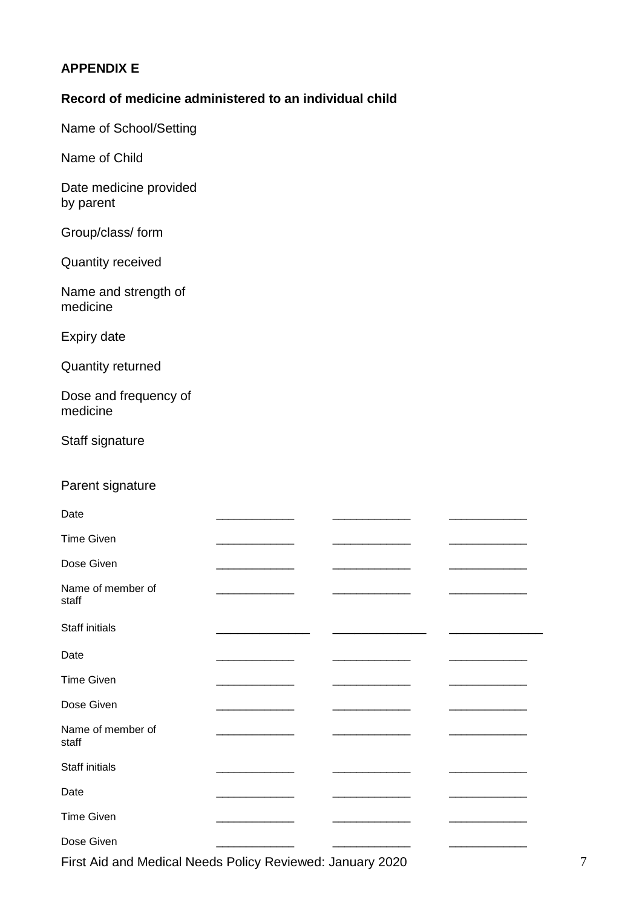**APPENDIX E**

**Record of medicine administered to an individual child**

Name of School/Setting

Name of Child

Date medicine provided by parent

Group/class/ form

Quantity received

Name and strength of medicine

Expiry date

Quantity returned

Dose and frequency of medicine

Staff signature

Parent signature

| | | | |
|---|---|---|---|
| Date | ____________ | ____________ | ____________ |
| Time Given | ____________ | ____________ | ____________ |
| Dose Given | ____________ | ____________ | ____________ |
| Name of member of staff | ____________ | ____________ | ____________ |
| Staff initials | ____________ | ____________ | ____________ |
| Date | ____________ | ____________ | ____________ |
| Time Given | ____________ | ____________ | ____________ |
| Dose Given | ____________ | ____________ | ____________ |
| Name of member of staff | ____________ | ____________ | ____________ |
| Staff initials | ____________ | ____________ | ____________ |
| Date | ____________ | ____________ | ____________ |
| Time Given | ____________ | ____________ | ____________ |
| Dose Given | ____________ | ____________ | ____________ |

First Aid and Medical Needs Policy Reviewed: January 2020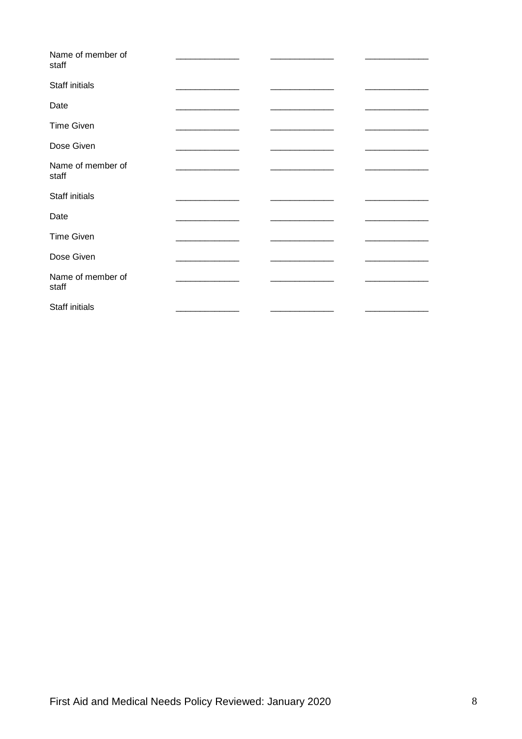| | | | |
|---|---|---|---|
| Name of member of staff | _____________ | _____________ | _____________ |
| Staff initials | _____________ | _____________ | _____________ |
| Date | _____________ | _____________ | _____________ |
| Time Given | _____________ | _____________ | _____________ |
| Dose Given | _____________ | _____________ | _____________ |
| Name of member of staff | _____________ | _____________ | _____________ |
| Staff initials | _____________ | _____________ | _____________ |
| Date | _____________ | _____________ | _____________ |
| Time Given | _____________ | _____________ | _____________ |
| Dose Given | _____________ | _____________ | _____________ |
| Name of member of staff | _____________ | _____________ | _____________ |
| Staff initials | _____________ | _____________ | _____________ |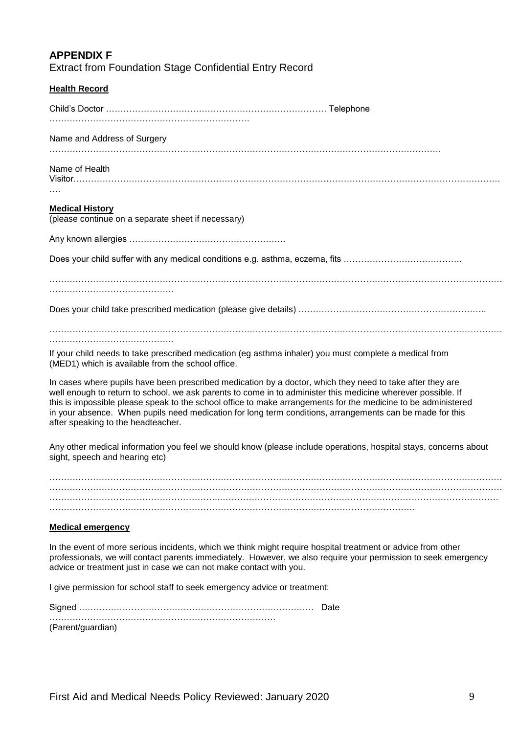## APPENDIX F

Extract from Foundation Stage Confidential Entry Record

**Health Record**

Child's Doctor ………………………………………………………………. Telephone ……………………………………………………………

Name and Address of Surgery …………………………………………………………………………………………………………………

Name of Health Visitor……………………………………………………………………………………………………………………………….

**Medical History**
(please continue on a separate sheet if necessary)

Any known allergies ……………………………………………

Does your child suffer with any medical conditions e.g. asthma, eczema, fits …………………………………..

………………………………………………………………………………………………………………………………………………………….

Does your child take prescribed medication (please give details) ……………………………………………………..

………………………………………………………………………………………………………………………………………………………….

If your child needs to take prescribed medication (eg asthma inhaler) you must complete a medical from (MED1) which is available from the school office.

In cases where pupils have been prescribed medication by a doctor, which they need to take after they are well enough to return to school, we ask parents to come in to administer this medicine wherever possible. If this is impossible please speak to the school office to make arrangements for the medicine to be administered in your absence. When pupils need medication for long term conditions, arrangements can be made for this after speaking to the headteacher.

Any other medical information you feel we should know (please include operations, hospital stays, concerns about sight, speech and hearing etc)

……………………………………………………………………………………………………………………………………
……………………………………………………………………………………………………………………………………
……………………………………………………………………………………………………………………………………
……………………………………………………………………………………………………………

**Medical emergency**

In the event of more serious incidents, which we think might require hospital treatment or advice from other professionals, we will contact parents immediately. However, we also require your permission to seek emergency advice or treatment just in case we can not make contact with you.

I give permission for school staff to seek emergency advice or treatment:

Signed ……………………………………………………………………… Date ……………………………………………………………………
(Parent/guardian)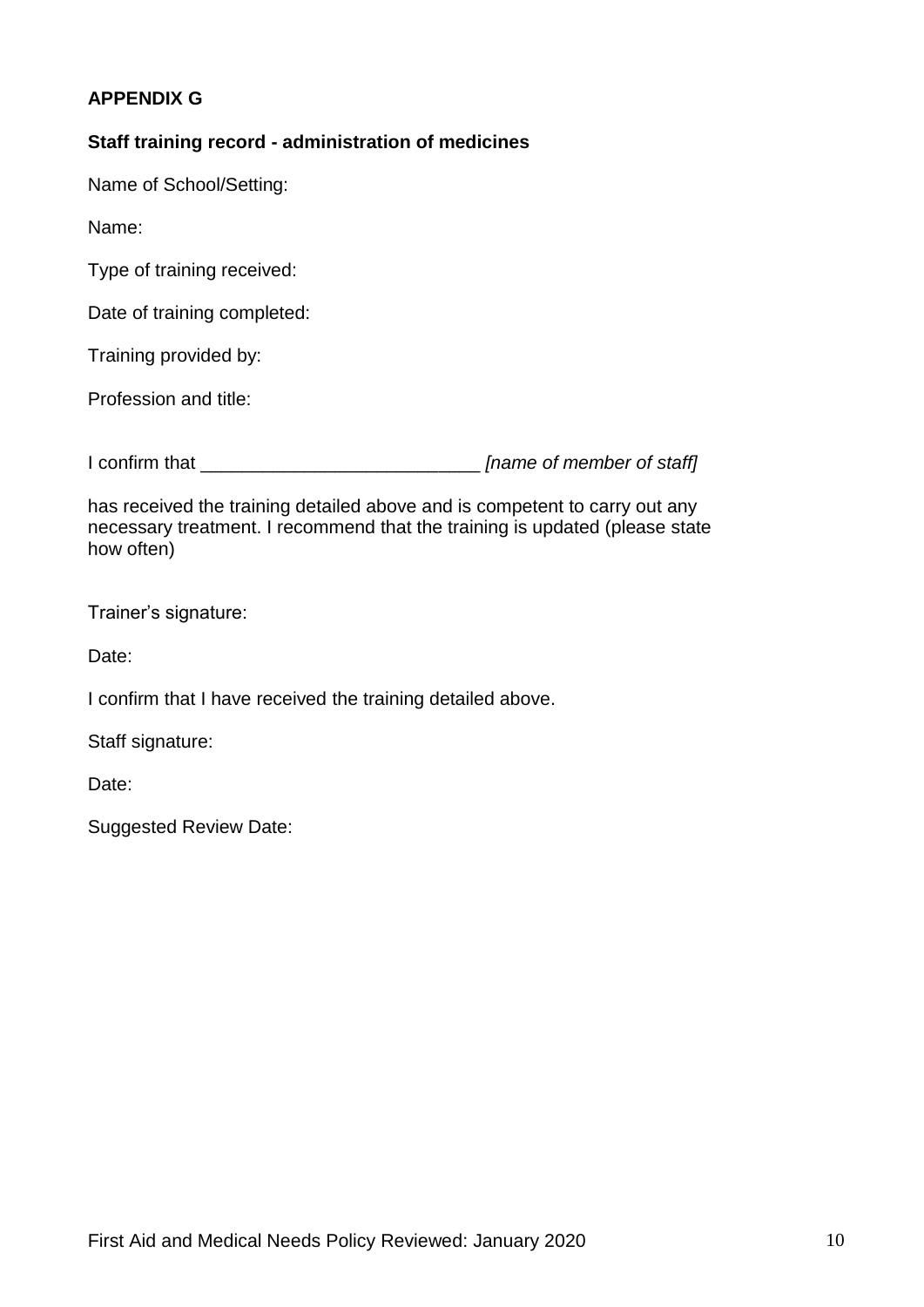**APPENDIX G**

**Staff training record - administration of medicines**

Name of School/Setting:

Name:

Type of training received:

Date of training completed:

Training provided by:

Profession and title:

I confirm that ___________________________ *[name of member of staff]*

has received the training detailed above and is competent to carry out any necessary treatment. I recommend that the training is updated (please state how often)

Trainer's signature:

Date:

I confirm that I have received the training detailed above.

Staff signature:

Date:

Suggested Review Date: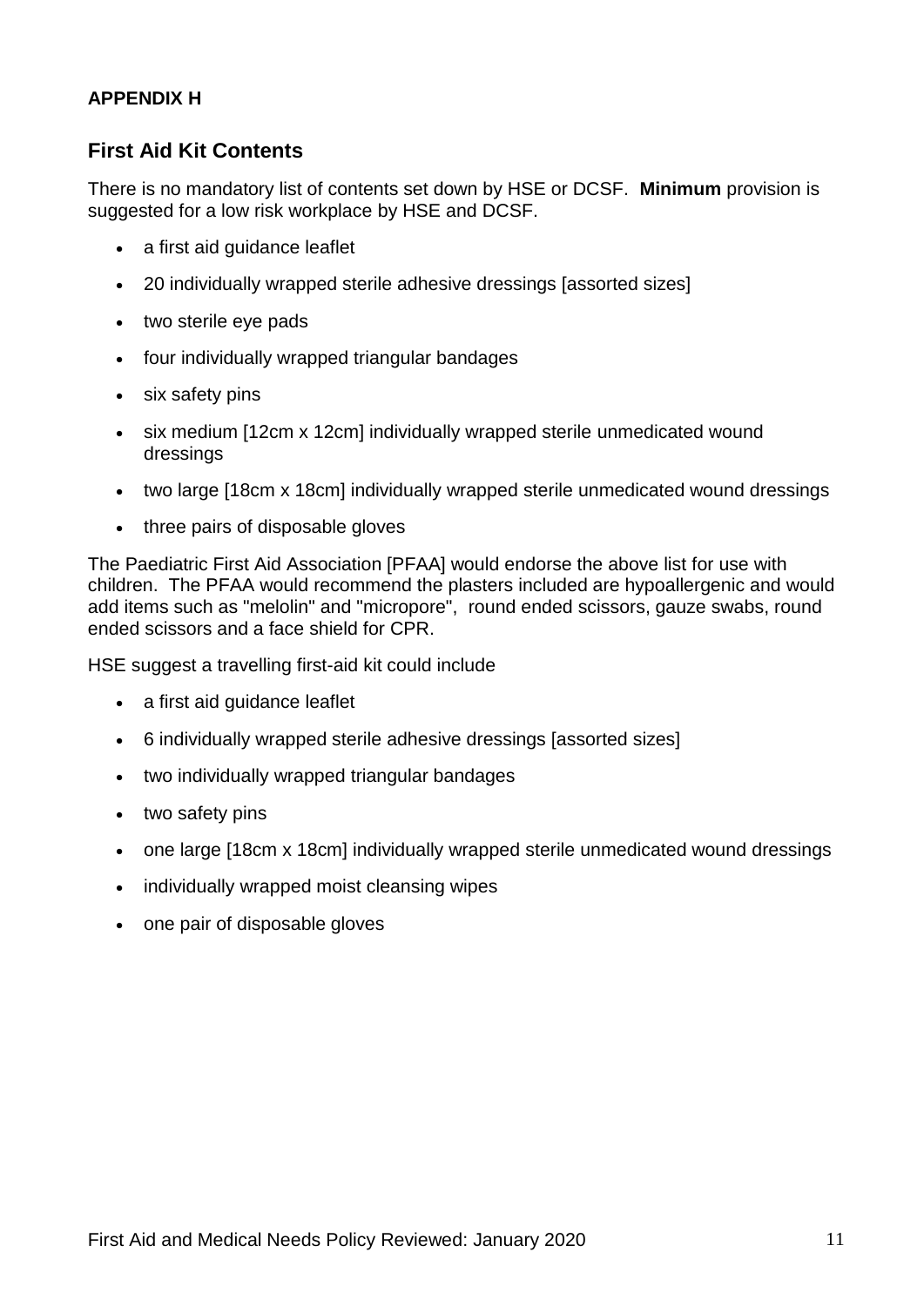**APPENDIX H**

## First Aid Kit Contents

There is no mandatory list of contents set down by HSE or DCSF. **Minimum** provision is suggested for a low risk workplace by HSE and DCSF.

- a first aid guidance leaflet
- 20 individually wrapped sterile adhesive dressings [assorted sizes]
- two sterile eye pads
- four individually wrapped triangular bandages
- six safety pins
- six medium [12cm x 12cm] individually wrapped sterile unmedicated wound dressings
- two large [18cm x 18cm] individually wrapped sterile unmedicated wound dressings
- three pairs of disposable gloves

The Paediatric First Aid Association [PFAA] would endorse the above list for use with children. The PFAA would recommend the plasters included are hypoallergenic and would add items such as "melolin" and "micropore", round ended scissors, gauze swabs, round ended scissors and a face shield for CPR.

HSE suggest a travelling first-aid kit could include

- a first aid guidance leaflet
- 6 individually wrapped sterile adhesive dressings [assorted sizes]
- two individually wrapped triangular bandages
- two safety pins
- one large [18cm x 18cm] individually wrapped sterile unmedicated wound dressings
- individually wrapped moist cleansing wipes
- one pair of disposable gloves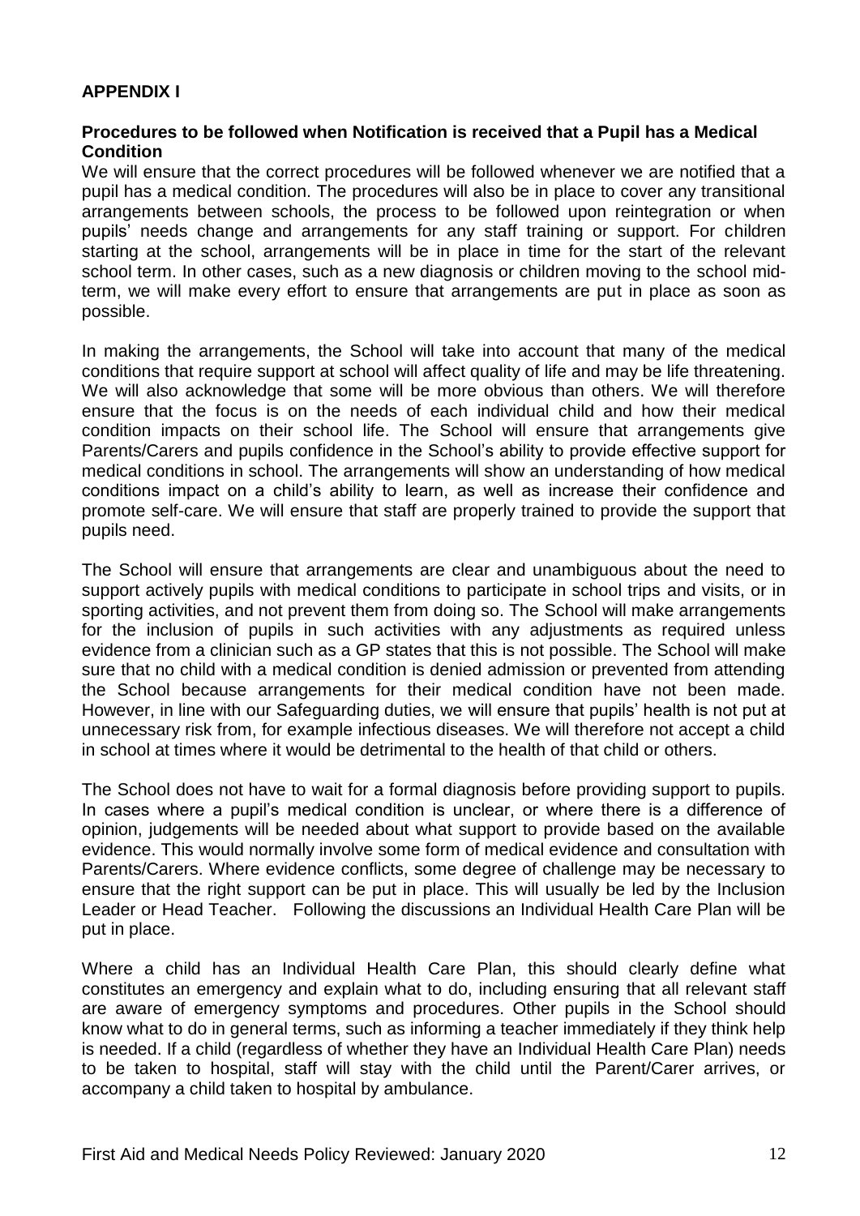## APPENDIX I

### Procedures to be followed when Notification is received that a Pupil has a Medical Condition

We will ensure that the correct procedures will be followed whenever we are notified that a pupil has a medical condition. The procedures will also be in place to cover any transitional arrangements between schools, the process to be followed upon reintegration or when pupils' needs change and arrangements for any staff training or support. For children starting at the school, arrangements will be in place in time for the start of the relevant school term. In other cases, such as a new diagnosis or children moving to the school mid-term, we will make every effort to ensure that arrangements are put in place as soon as possible.

In making the arrangements, the School will take into account that many of the medical conditions that require support at school will affect quality of life and may be life threatening. We will also acknowledge that some will be more obvious than others. We will therefore ensure that the focus is on the needs of each individual child and how their medical condition impacts on their school life. The School will ensure that arrangements give Parents/Carers and pupils confidence in the School's ability to provide effective support for medical conditions in school. The arrangements will show an understanding of how medical conditions impact on a child's ability to learn, as well as increase their confidence and promote self-care. We will ensure that staff are properly trained to provide the support that pupils need.

The School will ensure that arrangements are clear and unambiguous about the need to support actively pupils with medical conditions to participate in school trips and visits, or in sporting activities, and not prevent them from doing so. The School will make arrangements for the inclusion of pupils in such activities with any adjustments as required unless evidence from a clinician such as a GP states that this is not possible. The School will make sure that no child with a medical condition is denied admission or prevented from attending the School because arrangements for their medical condition have not been made. However, in line with our Safeguarding duties, we will ensure that pupils' health is not put at unnecessary risk from, for example infectious diseases. We will therefore not accept a child in school at times where it would be detrimental to the health of that child or others.

The School does not have to wait for a formal diagnosis before providing support to pupils. In cases where a pupil's medical condition is unclear, or where there is a difference of opinion, judgements will be needed about what support to provide based on the available evidence. This would normally involve some form of medical evidence and consultation with Parents/Carers. Where evidence conflicts, some degree of challenge may be necessary to ensure that the right support can be put in place. This will usually be led by the Inclusion Leader or Head Teacher. Following the discussions an Individual Health Care Plan will be put in place.

Where a child has an Individual Health Care Plan, this should clearly define what constitutes an emergency and explain what to do, including ensuring that all relevant staff are aware of emergency symptoms and procedures. Other pupils in the School should know what to do in general terms, such as informing a teacher immediately if they think help is needed. If a child (regardless of whether they have an Individual Health Care Plan) needs to be taken to hospital, staff will stay with the child until the Parent/Carer arrives, or accompany a child taken to hospital by ambulance.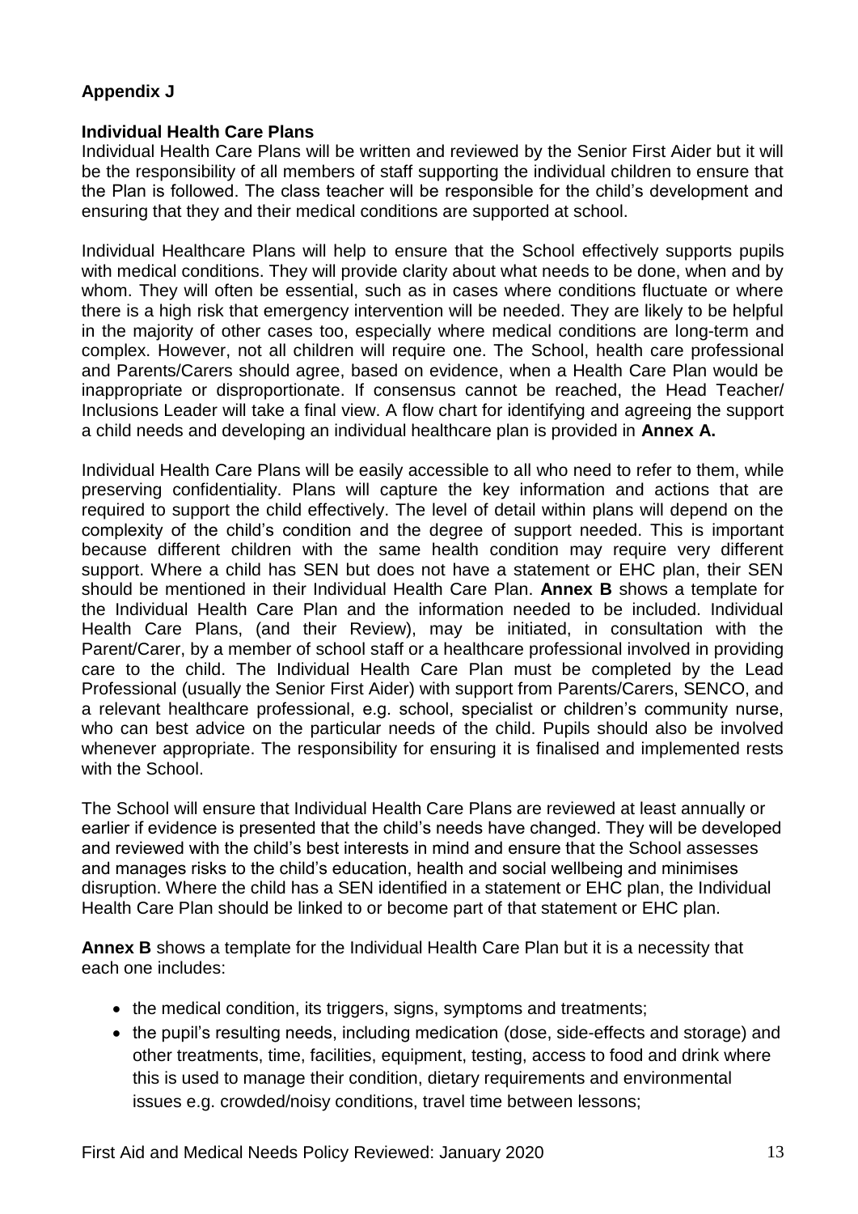**Appendix J**

**Individual Health Care Plans**

Individual Health Care Plans will be written and reviewed by the Senior First Aider but it will be the responsibility of all members of staff supporting the individual children to ensure that the Plan is followed. The class teacher will be responsible for the child's development and ensuring that they and their medical conditions are supported at school.

Individual Healthcare Plans will help to ensure that the School effectively supports pupils with medical conditions. They will provide clarity about what needs to be done, when and by whom. They will often be essential, such as in cases where conditions fluctuate or where there is a high risk that emergency intervention will be needed. They are likely to be helpful in the majority of other cases too, especially where medical conditions are long-term and complex. However, not all children will require one. The School, health care professional and Parents/Carers should agree, based on evidence, when a Health Care Plan would be inappropriate or disproportionate. If consensus cannot be reached, the Head Teacher/ Inclusions Leader will take a final view. A flow chart for identifying and agreeing the support a child needs and developing an individual healthcare plan is provided in **Annex A.**

Individual Health Care Plans will be easily accessible to all who need to refer to them, while preserving confidentiality. Plans will capture the key information and actions that are required to support the child effectively. The level of detail within plans will depend on the complexity of the child's condition and the degree of support needed. This is important because different children with the same health condition may require very different support. Where a child has SEN but does not have a statement or EHC plan, their SEN should be mentioned in their Individual Health Care Plan. **Annex B** shows a template for the Individual Health Care Plan and the information needed to be included. Individual Health Care Plans, (and their Review), may be initiated, in consultation with the Parent/Carer, by a member of school staff or a healthcare professional involved in providing care to the child. The Individual Health Care Plan must be completed by the Lead Professional (usually the Senior First Aider) with support from Parents/Carers, SENCO, and a relevant healthcare professional, e.g. school, specialist or children's community nurse, who can best advice on the particular needs of the child. Pupils should also be involved whenever appropriate. The responsibility for ensuring it is finalised and implemented rests with the School.

The School will ensure that Individual Health Care Plans are reviewed at least annually or earlier if evidence is presented that the child's needs have changed. They will be developed and reviewed with the child's best interests in mind and ensure that the School assesses and manages risks to the child's education, health and social wellbeing and minimises disruption. Where the child has a SEN identified in a statement or EHC plan, the Individual Health Care Plan should be linked to or become part of that statement or EHC plan.

**Annex B** shows a template for the Individual Health Care Plan but it is a necessity that each one includes:

- the medical condition, its triggers, signs, symptoms and treatments;
- the pupil's resulting needs, including medication (dose, side-effects and storage) and other treatments, time, facilities, equipment, testing, access to food and drink where this is used to manage their condition, dietary requirements and environmental issues e.g. crowded/noisy conditions, travel time between lessons;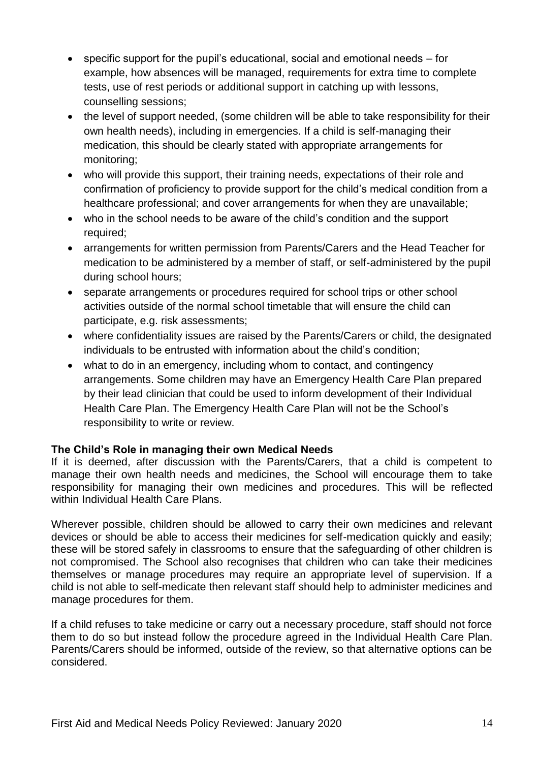- specific support for the pupil's educational, social and emotional needs – for example, how absences will be managed, requirements for extra time to complete tests, use of rest periods or additional support in catching up with lessons, counselling sessions;
- the level of support needed, (some children will be able to take responsibility for their own health needs), including in emergencies. If a child is self-managing their medication, this should be clearly stated with appropriate arrangements for monitoring;
- who will provide this support, their training needs, expectations of their role and confirmation of proficiency to provide support for the child's medical condition from a healthcare professional; and cover arrangements for when they are unavailable;
- who in the school needs to be aware of the child's condition and the support required;
- arrangements for written permission from Parents/Carers and the Head Teacher for medication to be administered by a member of staff, or self-administered by the pupil during school hours;
- separate arrangements or procedures required for school trips or other school activities outside of the normal school timetable that will ensure the child can participate, e.g. risk assessments;
- where confidentiality issues are raised by the Parents/Carers or child, the designated individuals to be entrusted with information about the child's condition;
- what to do in an emergency, including whom to contact, and contingency arrangements. Some children may have an Emergency Health Care Plan prepared by their lead clinician that could be used to inform development of their Individual Health Care Plan. The Emergency Health Care Plan will not be the School's responsibility to write or review.

**The Child's Role in managing their own Medical Needs**

If it is deemed, after discussion with the Parents/Carers, that a child is competent to manage their own health needs and medicines, the School will encourage them to take responsibility for managing their own medicines and procedures. This will be reflected within Individual Health Care Plans.

Wherever possible, children should be allowed to carry their own medicines and relevant devices or should be able to access their medicines for self-medication quickly and easily; these will be stored safely in classrooms to ensure that the safeguarding of other children is not compromised. The School also recognises that children who can take their medicines themselves or manage procedures may require an appropriate level of supervision. If a child is not able to self-medicate then relevant staff should help to administer medicines and manage procedures for them.

If a child refuses to take medicine or carry out a necessary procedure, staff should not force them to do so but instead follow the procedure agreed in the Individual Health Care Plan. Parents/Carers should be informed, outside of the review, so that alternative options can be considered.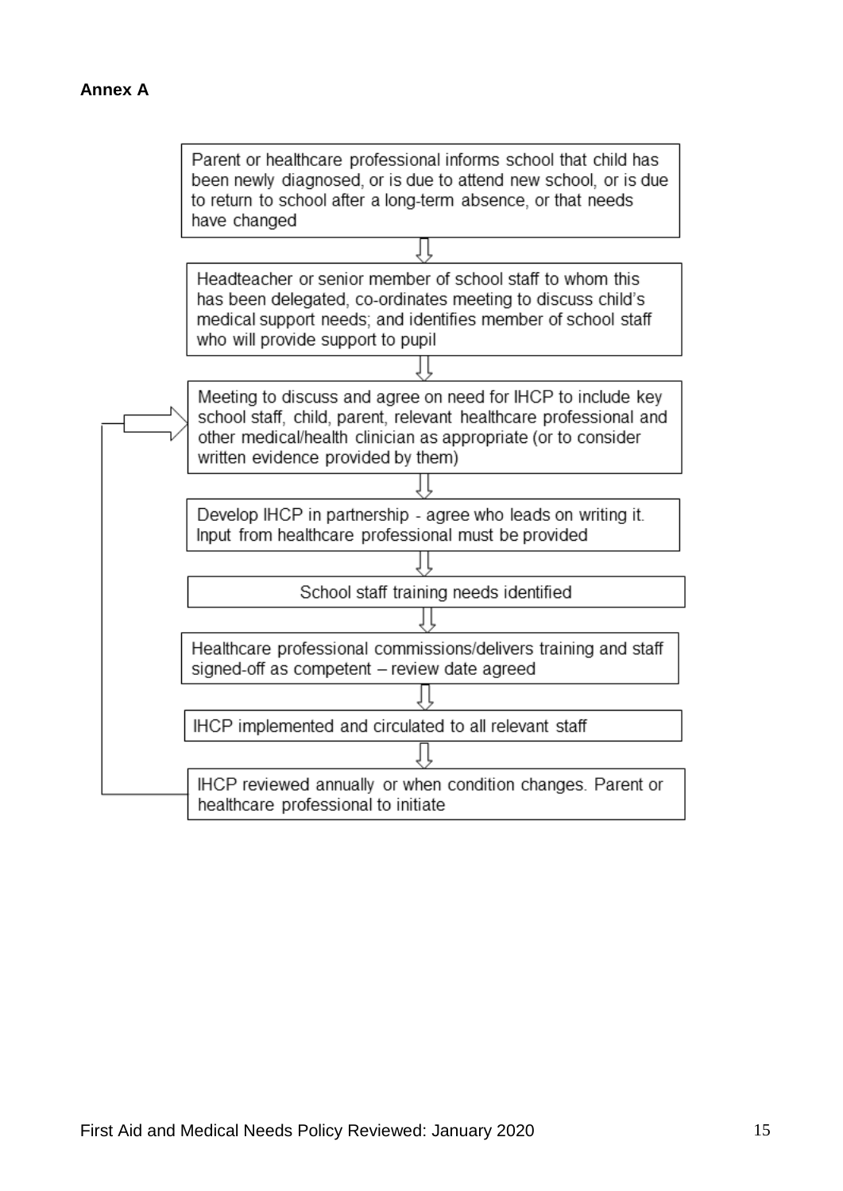**Annex A**

Parent or healthcare professional informs school that child has been newly diagnosed, or is due to attend new school, or is due to return to school after a long-term absence, or that needs have changed

⇩

Headteacher or senior member of school staff to whom this has been delegated, co-ordinates meeting to discuss child's medical support needs; and identifies member of school staff who will provide support to pupil

⇩

Meeting to discuss and agree on need for IHCP to include key school staff, child, parent, relevant healthcare professional and other medical/health clinician as appropriate (or to consider written evidence provided by them)

⇩

Develop IHCP in partnership - agree who leads on writing it. Input from healthcare professional must be provided

⇩

School staff training needs identified

⇩

Healthcare professional commissions/delivers training and staff signed-off as competent – review date agreed

⇩

IHCP implemented and circulated to all relevant staff

⇩

IHCP reviewed annually or when condition changes. Parent or healthcare professional to initiate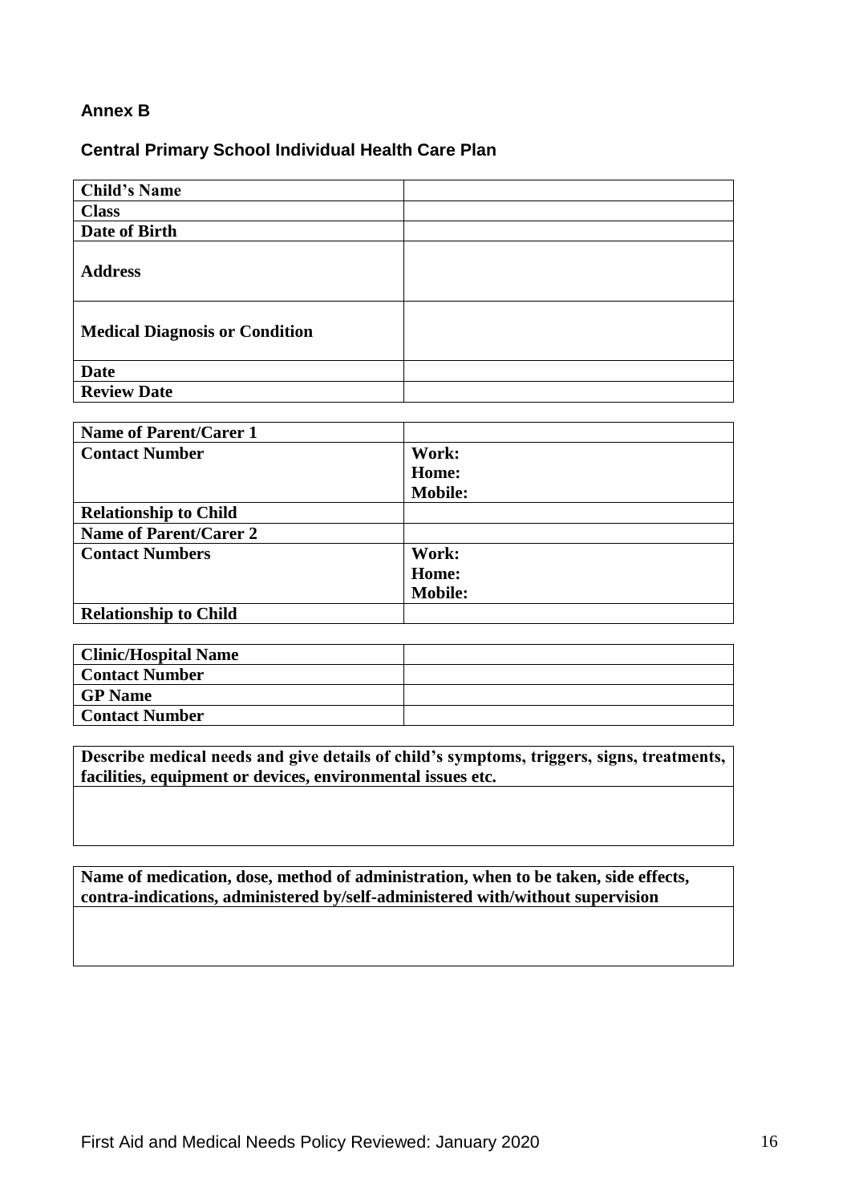**Annex B**

**Central Primary School Individual Health Care Plan**

| **Child's Name** | |
|---|---|
| **Class** | |
| **Date of Birth** | |
| **Address** | |
| **Medical Diagnosis or Condition** | |
| **Date** | |
| **Review Date** | |

| **Name of Parent/Carer 1** | |
|---|---|
| **Contact Number** | **Work:**<br>**Home:**<br>**Mobile:** |
| **Relationship to Child** | |
| **Name of Parent/Carer 2** | |
| **Contact Numbers** | **Work:**<br>**Home:**<br>**Mobile:** |
| **Relationship to Child** | |

| **Clinic/Hospital Name** | |
|---|---|
| **Contact Number** | |
| **GP Name** | |
| **Contact Number** | |

| **Describe medical needs and give details of child's symptoms, triggers, signs, treatments, facilities, equipment or devices, environmental issues etc.** |
|---|
| |

| **Name of medication, dose, method of administration, when to be taken, side effects, contra-indications, administered by/self-administered with/without supervision** |
|---|
| |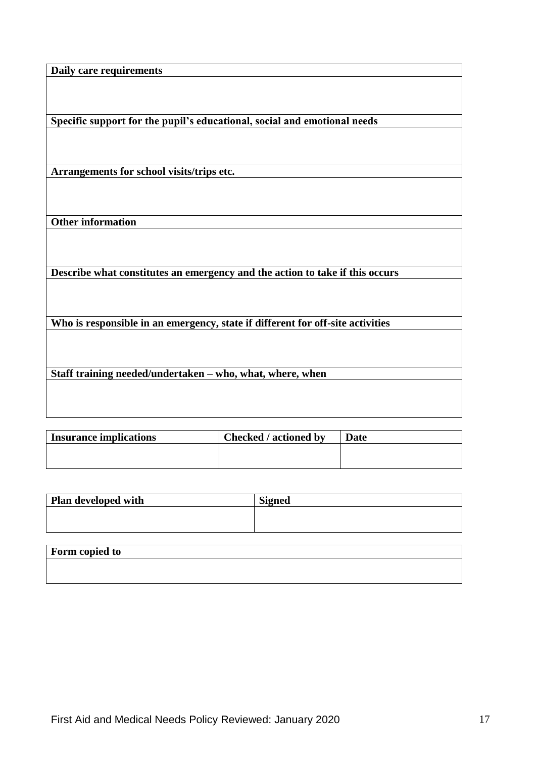| Daily care requirements |
| --- |
| |
| **Specific support for the pupil's educational, social and emotional needs** |
| |
| **Arrangements for school visits/trips etc.** |
| |
| **Other information** |
| |
| **Describe what constitutes an emergency and the action to take if this occurs** |
| |
| **Who is responsible in an emergency, state if different for off-site activities** |
| |
| **Staff training needed/undertaken – who, what, where, when** |
| |

| Insurance implications | Checked / actioned by | Date |
| --- | --- | --- |
| | | |

| Plan developed with | Signed |
| --- | --- |
| | |

| Form copied to |
| --- |
| |